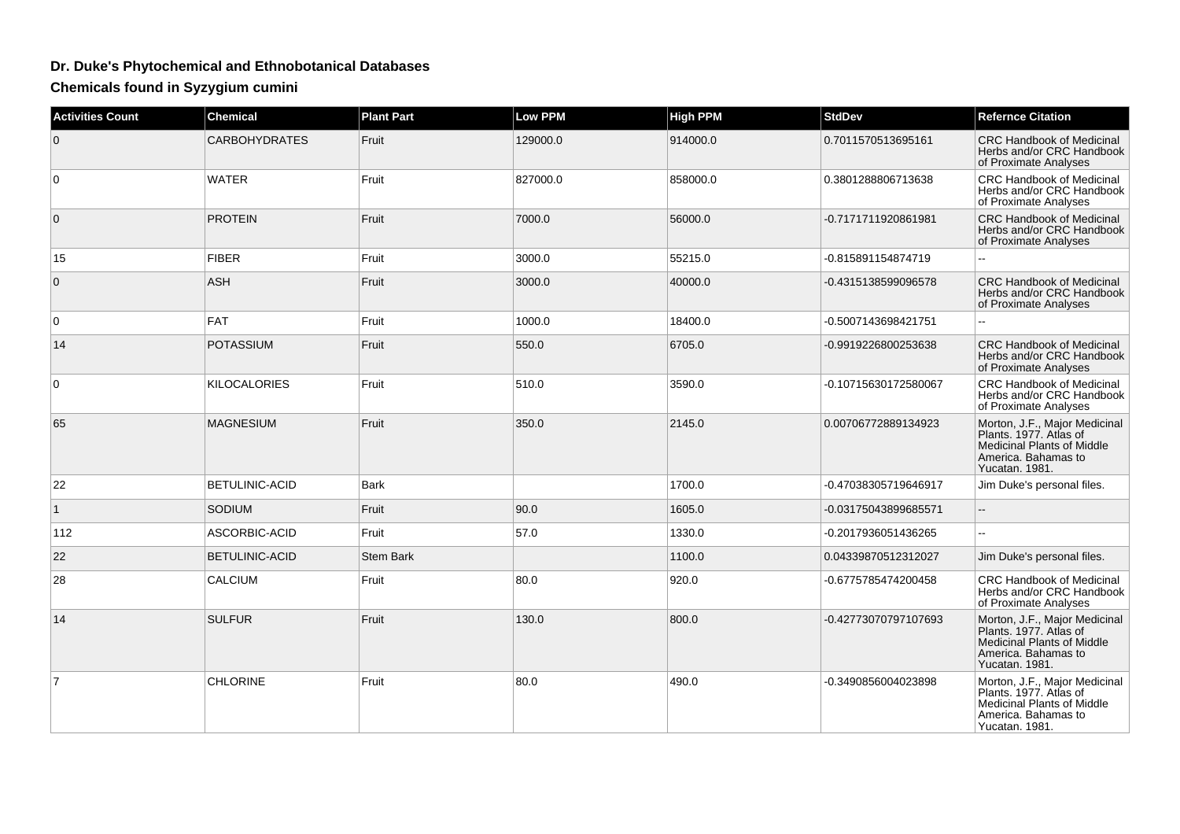## Dr. Duke's Phytochemical and Ethnobotanical Databases

### Chemicals found in Syzygium cumini

| Activities Count | Chemical | Plant Part | Low PPM | High PPM | StdDev | Refernce Citation |
| --- | --- | --- | --- | --- | --- | --- |
| 0 | CARBOHYDRATES | Fruit | 129000.0 | 914000.0 | 0.7011570513695161 | CRC Handbook of Medicinal Herbs and/or CRC Handbook of Proximate Analyses |
| 0 | WATER | Fruit | 827000.0 | 858000.0 | 0.3801288806713638 | CRC Handbook of Medicinal Herbs and/or CRC Handbook of Proximate Analyses |
| 0 | PROTEIN | Fruit | 7000.0 | 56000.0 | -0.7171711920861981 | CRC Handbook of Medicinal Herbs and/or CRC Handbook of Proximate Analyses |
| 15 | FIBER | Fruit | 3000.0 | 55215.0 | -0.815891154874719 | -- |
| 0 | ASH | Fruit | 3000.0 | 40000.0 | -0.4315138599096578 | CRC Handbook of Medicinal Herbs and/or CRC Handbook of Proximate Analyses |
| 0 | FAT | Fruit | 1000.0 | 18400.0 | -0.5007143698421751 | -- |
| 14 | POTASSIUM | Fruit | 550.0 | 6705.0 | -0.9919226800253638 | CRC Handbook of Medicinal Herbs and/or CRC Handbook of Proximate Analyses |
| 0 | KILOCALORIES | Fruit | 510.0 | 3590.0 | -0.10715630172580067 | CRC Handbook of Medicinal Herbs and/or CRC Handbook of Proximate Analyses |
| 65 | MAGNESIUM | Fruit | 350.0 | 2145.0 | 0.00706772889134923 | Morton, J.F., Major Medicinal Plants. 1977. Atlas of Medicinal Plants of Middle America. Bahamas to Yucatan. 1981. |
| 22 | BETULINIC-ACID | Bark | | 1700.0 | -0.47038305719646917 | Jim Duke's personal files. |
| 1 | SODIUM | Fruit | 90.0 | 1605.0 | -0.03175043899685571 | -- |
| 112 | ASCORBIC-ACID | Fruit | 57.0 | 1330.0 | -0.2017936051436265 | -- |
| 22 | BETULINIC-ACID | Stem Bark | | 1100.0 | 0.04339870512312027 | Jim Duke's personal files. |
| 28 | CALCIUM | Fruit | 80.0 | 920.0 | -0.6775785474200458 | CRC Handbook of Medicinal Herbs and/or CRC Handbook of Proximate Analyses |
| 14 | SULFUR | Fruit | 130.0 | 800.0 | -0.42773070797107693 | Morton, J.F., Major Medicinal Plants. 1977. Atlas of Medicinal Plants of Middle America. Bahamas to Yucatan. 1981. |
| 7 | CHLORINE | Fruit | 80.0 | 490.0 | -0.3490856004023898 | Morton, J.F., Major Medicinal Plants. 1977. Atlas of Medicinal Plants of Middle America. Bahamas to Yucatan. 1981. |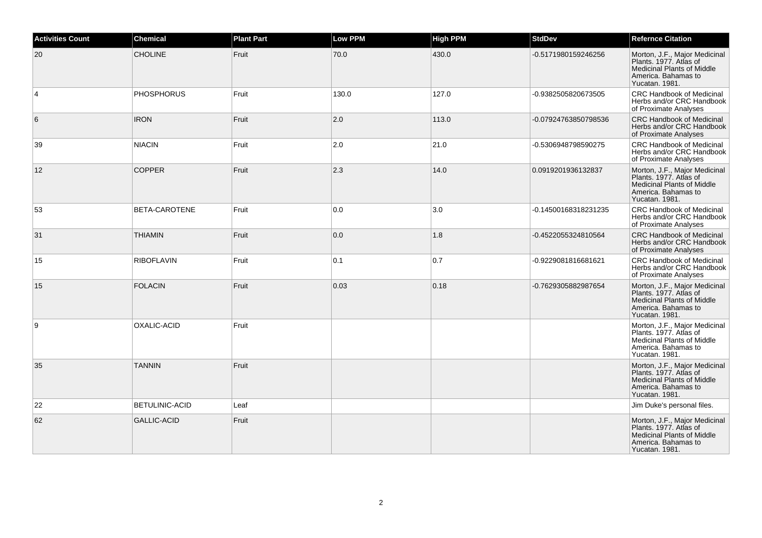| Activities Count | Chemical | Plant Part | Low PPM | High PPM | StdDev | Refernce Citation |
| --- | --- | --- | --- | --- | --- | --- |
| 20 | CHOLINE | Fruit | 70.0 | 430.0 | -0.5171980159246256 | Morton, J.F., Major Medicinal Plants. 1977. Atlas of Medicinal Plants of Middle America. Bahamas to Yucatan. 1981. |
| 4 | PHOSPHORUS | Fruit | 130.0 | 127.0 | -0.9382505820673505 | CRC Handbook of Medicinal Herbs and/or CRC Handbook of Proximate Analyses |
| 6 | IRON | Fruit | 2.0 | 113.0 | -0.07924763850798536 | CRC Handbook of Medicinal Herbs and/or CRC Handbook of Proximate Analyses |
| 39 | NIACIN | Fruit | 2.0 | 21.0 | -0.5306948798590275 | CRC Handbook of Medicinal Herbs and/or CRC Handbook of Proximate Analyses |
| 12 | COPPER | Fruit | 2.3 | 14.0 | 0.0919201936132837 | Morton, J.F., Major Medicinal Plants. 1977. Atlas of Medicinal Plants of Middle America. Bahamas to Yucatan. 1981. |
| 53 | BETA-CAROTENE | Fruit | 0.0 | 3.0 | -0.14500168318231235 | CRC Handbook of Medicinal Herbs and/or CRC Handbook of Proximate Analyses |
| 31 | THIAMIN | Fruit | 0.0 | 1.8 | -0.4522055324810564 | CRC Handbook of Medicinal Herbs and/or CRC Handbook of Proximate Analyses |
| 15 | RIBOFLAVIN | Fruit | 0.1 | 0.7 | -0.9229081816681621 | CRC Handbook of Medicinal Herbs and/or CRC Handbook of Proximate Analyses |
| 15 | FOLACIN | Fruit | 0.03 | 0.18 | -0.7629305882987654 | Morton, J.F., Major Medicinal Plants. 1977. Atlas of Medicinal Plants of Middle America. Bahamas to Yucatan. 1981. |
| 9 | OXALIC-ACID | Fruit | | | | Morton, J.F., Major Medicinal Plants. 1977. Atlas of Medicinal Plants of Middle America. Bahamas to Yucatan. 1981. |
| 35 | TANNIN | Fruit | | | | Morton, J.F., Major Medicinal Plants. 1977. Atlas of Medicinal Plants of Middle America. Bahamas to Yucatan. 1981. |
| 22 | BETULINIC-ACID | Leaf | | | | Jim Duke's personal files. |
| 62 | GALLIC-ACID | Fruit | | | | Morton, J.F., Major Medicinal Plants. 1977. Atlas of Medicinal Plants of Middle America. Bahamas to Yucatan. 1981. |